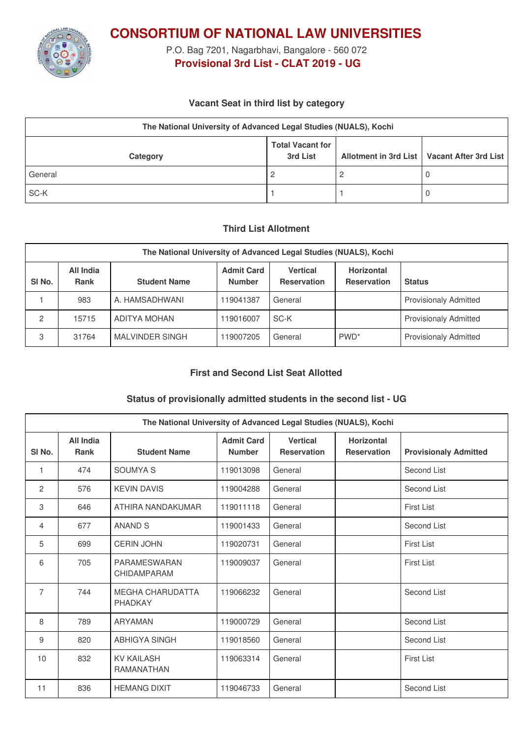# CONSORTIUM OF NATIONAL LAW UNIVERSITIES

P.O. Bag 7201, Nagarbhavi, Bangalore - 560 072

**Provisional 3rd List - CLAT 2019 - UG**

### Vacant Seat in third list by category

| The National University of Advanced Legal Studies (NUALS), Kochi | | | |
|---|---|---|---|
| **Category** | **Total Vacant for 3rd List** | **Allotment in 3rd List** | **Vacant After 3rd List** |
| General | 2 | 2 | 0 |
| SC-K | 1 | 1 | 0 |

### Third List Allotment

| The National University of Advanced Legal Studies (NUALS), Kochi | | | | | | |
|---|---|---|---|---|---|---|
| **Sl No.** | **All India Rank** | **Student Name** | **Admit Card Number** | **Vertical Reservation** | **Horizontal Reservation** | **Status** |
| 1 | 983 | A. HAMSADHWANI | 119041387 | General | | Provisionaly Admitted |
| 2 | 15715 | ADITYA MOHAN | 119016007 | SC-K | | Provisionaly Admitted |
| 3 | 31764 | MALVINDER SINGH | 119007205 | General | PWD* | Provisionaly Admitted |

### First and Second List Seat Allotted

### Status of provisionally admitted students in the second list - UG

| The National University of Advanced Legal Studies (NUALS), Kochi | | | | | | |
|---|---|---|---|---|---|---|
| **Sl No.** | **All India Rank** | **Student Name** | **Admit Card Number** | **Vertical Reservation** | **Horizontal Reservation** | **Provisionaly Admitted** |
| 1 | 474 | SOUMYA S | 119013098 | General | | Second List |
| 2 | 576 | KEVIN DAVIS | 119004288 | General | | Second List |
| 3 | 646 | ATHIRA NANDAKUMAR | 119011118 | General | | First List |
| 4 | 677 | ANAND S | 119001433 | General | | Second List |
| 5 | 699 | CERIN JOHN | 119020731 | General | | First List |
| 6 | 705 | PARAMESWARAN CHIDAMPARAM | 119009037 | General | | First List |
| 7 | 744 | MEGHA CHARUDATTA PHADKAY | 119066232 | General | | Second List |
| 8 | 789 | ARYAMAN | 119000729 | General | | Second List |
| 9 | 820 | ABHIGYA SINGH | 119018560 | General | | Second List |
| 10 | 832 | KV KAILASH RAMANATHAN | 119063314 | General | | First List |
| 11 | 836 | HEMANG DIXIT | 119046733 | General | | Second List |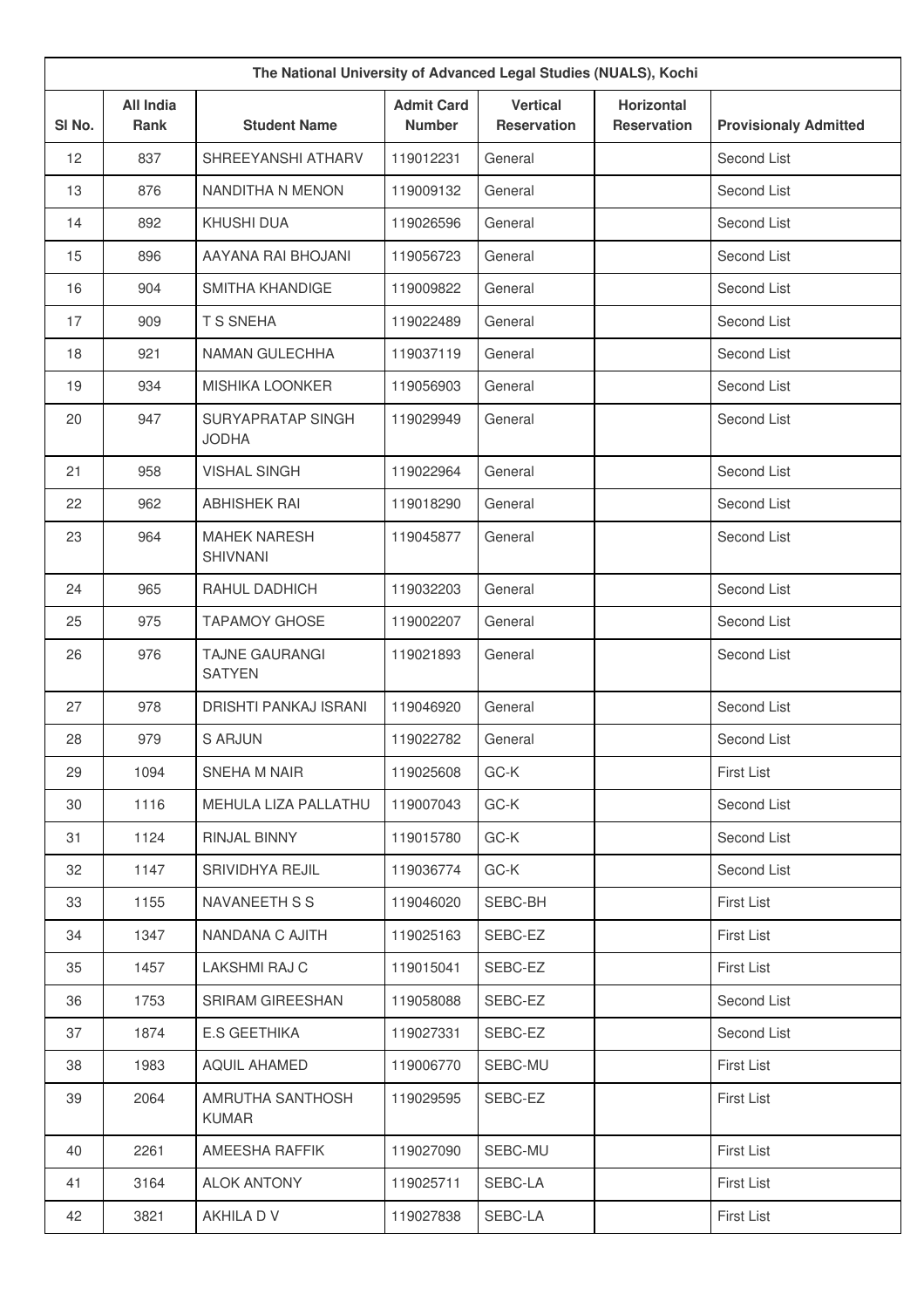| The National University of Advanced Legal Studies (NUALS), Kochi | | | | | | |
|---|---|---|---|---|---|---|
| Sl No. | All India Rank | Student Name | Admit Card Number | Vertical Reservation | Horizontal Reservation | Provisionaly Admitted |
| 12 | 837 | SHREEYANSHI ATHARV | 119012231 | General | | Second List |
| 13 | 876 | NANDITHA N MENON | 119009132 | General | | Second List |
| 14 | 892 | KHUSHI DUA | 119026596 | General | | Second List |
| 15 | 896 | AAYANA RAI BHOJANI | 119056723 | General | | Second List |
| 16 | 904 | SMITHA KHANDIGE | 119009822 | General | | Second List |
| 17 | 909 | T S SNEHA | 119022489 | General | | Second List |
| 18 | 921 | NAMAN GULECHHA | 119037119 | General | | Second List |
| 19 | 934 | MISHIKA LOONKER | 119056903 | General | | Second List |
| 20 | 947 | SURYAPRATAP SINGH JODHA | 119029949 | General | | Second List |
| 21 | 958 | VISHAL SINGH | 119022964 | General | | Second List |
| 22 | 962 | ABHISHEK RAI | 119018290 | General | | Second List |
| 23 | 964 | MAHEK NARESH SHIVNANI | 119045877 | General | | Second List |
| 24 | 965 | RAHUL DADHICH | 119032203 | General | | Second List |
| 25 | 975 | TAPAMOY GHOSE | 119002207 | General | | Second List |
| 26 | 976 | TAJNE GAURANGI SATYEN | 119021893 | General | | Second List |
| 27 | 978 | DRISHTI PANKAJ ISRANI | 119046920 | General | | Second List |
| 28 | 979 | S ARJUN | 119022782 | General | | Second List |
| 29 | 1094 | SNEHA M NAIR | 119025608 | GC-K | | First List |
| 30 | 1116 | MEHULA LIZA PALLATHU | 119007043 | GC-K | | Second List |
| 31 | 1124 | RINJAL BINNY | 119015780 | GC-K | | Second List |
| 32 | 1147 | SRIVIDHYA REJIL | 119036774 | GC-K | | Second List |
| 33 | 1155 | NAVANEETH S S | 119046020 | SEBC-BH | | First List |
| 34 | 1347 | NANDANA C AJITH | 119025163 | SEBC-EZ | | First List |
| 35 | 1457 | LAKSHMI RAJ C | 119015041 | SEBC-EZ | | First List |
| 36 | 1753 | SRIRAM GIREESHAN | 119058088 | SEBC-EZ | | Second List |
| 37 | 1874 | E.S GEETHIKA | 119027331 | SEBC-EZ | | Second List |
| 38 | 1983 | AQUIL AHAMED | 119006770 | SEBC-MU | | First List |
| 39 | 2064 | AMRUTHA SANTHOSH KUMAR | 119029595 | SEBC-EZ | | First List |
| 40 | 2261 | AMEESHA RAFFIK | 119027090 | SEBC-MU | | First List |
| 41 | 3164 | ALOK ANTONY | 119025711 | SEBC-LA | | First List |
| 42 | 3821 | AKHILA D V | 119027838 | SEBC-LA | | First List |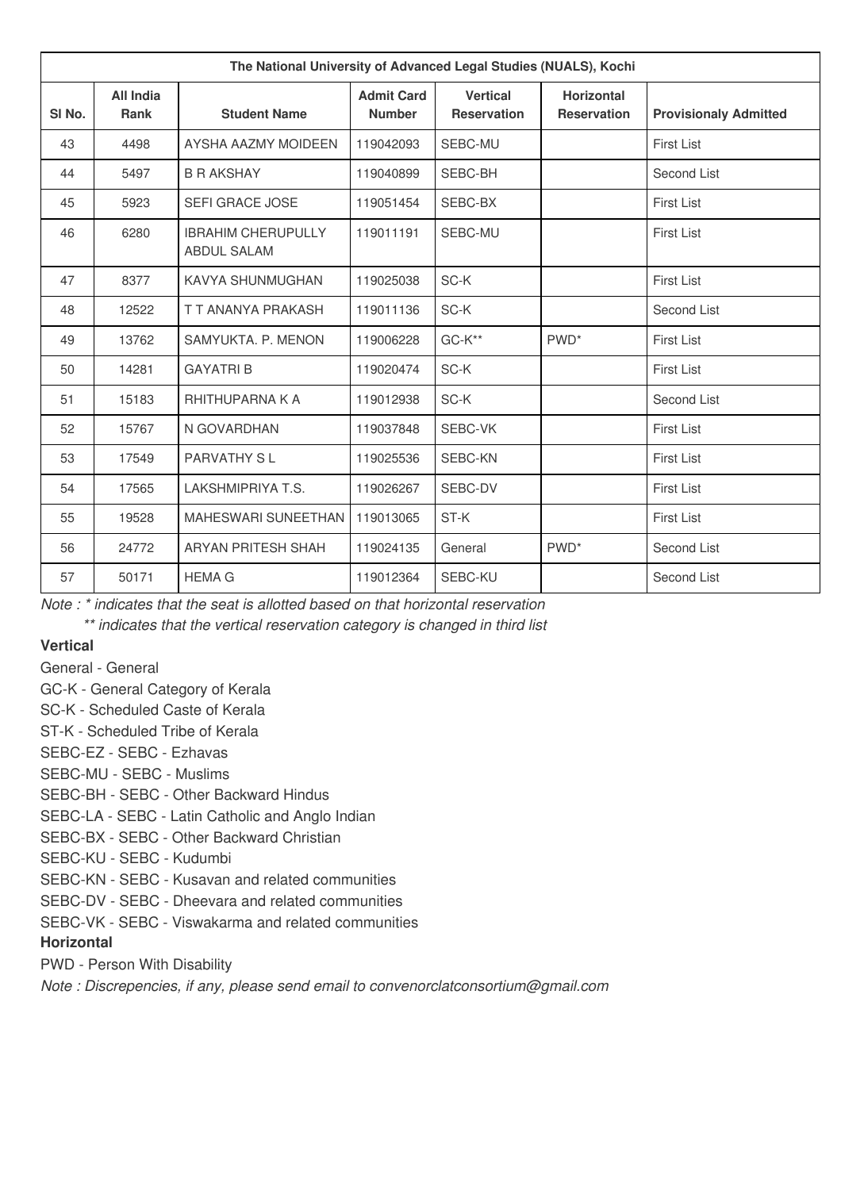| The National University of Advanced Legal Studies (NUALS), Kochi | | | | | | |
|---|---|---|---|---|---|---|
| Sl No. | All India Rank | Student Name | Admit Card Number | Vertical Reservation | Horizontal Reservation | Provisionaly Admitted |
| 43 | 4498 | AYSHA AAZMY MOIDEEN | 119042093 | SEBC-MU | | First List |
| 44 | 5497 | B R AKSHAY | 119040899 | SEBC-BH | | Second List |
| 45 | 5923 | SEFI GRACE JOSE | 119051454 | SEBC-BX | | First List |
| 46 | 6280 | IBRAHIM CHERUPULLY ABDUL SALAM | 119011191 | SEBC-MU | | First List |
| 47 | 8377 | KAVYA SHUNMUGHAN | 119025038 | SC-K | | First List |
| 48 | 12522 | T T ANANYA PRAKASH | 119011136 | SC-K | | Second List |
| 49 | 13762 | SAMYUKTA. P. MENON | 119006228 | GC-K** | PWD* | First List |
| 50 | 14281 | GAYATRI B | 119020474 | SC-K | | First List |
| 51 | 15183 | RHITHUPARNA K A | 119012938 | SC-K | | Second List |
| 52 | 15767 | N GOVARDHAN | 119037848 | SEBC-VK | | First List |
| 53 | 17549 | PARVATHY S L | 119025536 | SEBC-KN | | First List |
| 54 | 17565 | LAKSHMIPRIYA T.S. | 119026267 | SEBC-DV | | First List |
| 55 | 19528 | MAHESWARI SUNEETHAN | 119013065 | ST-K | | First List |
| 56 | 24772 | ARYAN PRITESH SHAH | 119024135 | General | PWD* | Second List |
| 57 | 50171 | HEMA G | 119012364 | SEBC-KU | | Second List |

*Note : * indicates that the seat is allotted based on that horizontal reservation*

*** indicates that the vertical reservation category is changed in third list*

**Vertical**

General - General

GC-K - General Category of Kerala

SC-K - Scheduled Caste of Kerala

ST-K - Scheduled Tribe of Kerala

SEBC-EZ - SEBC - Ezhavas

SEBC-MU - SEBC - Muslims

SEBC-BH - SEBC - Other Backward Hindus

SEBC-LA - SEBC - Latin Catholic and Anglo Indian

SEBC-BX - SEBC - Other Backward Christian

SEBC-KU - SEBC - Kudumbi

SEBC-KN - SEBC - Kusavan and related communities

SEBC-DV - SEBC - Dheevara and related communities

SEBC-VK - SEBC - Viswakarma and related communities

**Horizontal**

PWD - Person With Disability

*Note : Discrepencies, if any, please send email to convenorclatconsortium@gmail.com*